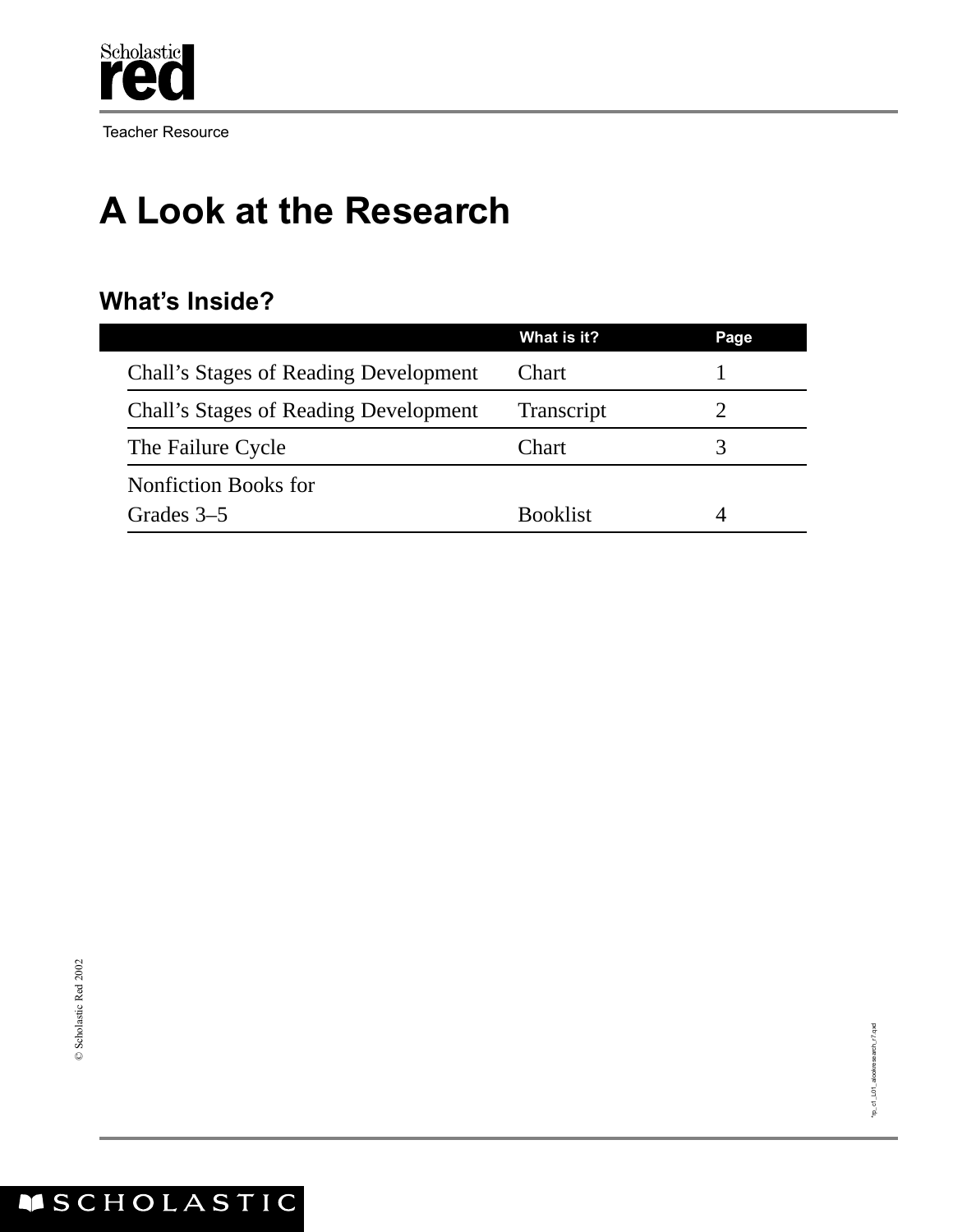Scholastic red

Teacher Resource

# A Look at the Research

## What's Inside?

| | What is it? | Page |
|---|---|---|
| Chall's Stages of Reading Development | Chart | 1 |
| Chall's Stages of Reading Development | Transcript | 2 |
| The Failure Cycle | Chart | 3 |
| Nonfiction Books for Grades 3–5 | Booklist | 4 |

© Scholastic Red 2002

SCHOLASTIC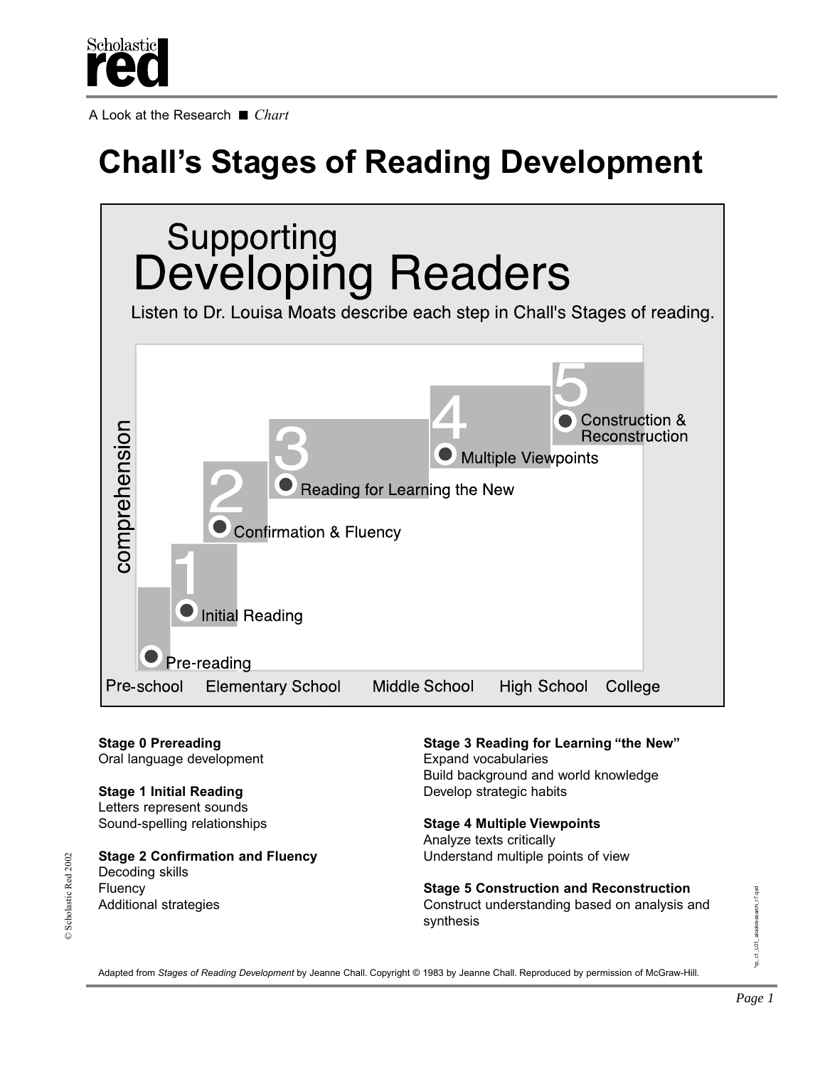A Look at the Research ■ *Chart*

# Chall's Stages of Reading Development

Supporting
Developing Readers

Listen to Dr. Louisa Moats describe each step in Chall's Stages of reading.

comprehension

- Pre-reading
- 1 Initial Reading
- 2 Confirmation & Fluency
- 3 Reading for Learning the New
- 4 Multiple Viewpoints
- 5 Construction & Reconstruction

Pre-school | Elementary School | Middle School | High School | College

**Stage 0 Prereading**
Oral language development

**Stage 1 Initial Reading**
Letters represent sounds
Sound-spelling relationships

**Stage 2 Confirmation and Fluency**
Decoding skills
Fluency
Additional strategies

**Stage 3 Reading for Learning "the New"**
Expand vocabularies
Build background and world knowledge
Develop strategic habits

**Stage 4 Multiple Viewpoints**
Analyze texts critically
Understand multiple points of view

**Stage 5 Construction and Reconstruction**
Construct understanding based on analysis and synthesis

Adapted from *Stages of Reading Development* by Jeanne Chall. Copyright © 1983 by Jeanne Chall. Reproduced by permission of McGraw-Hill.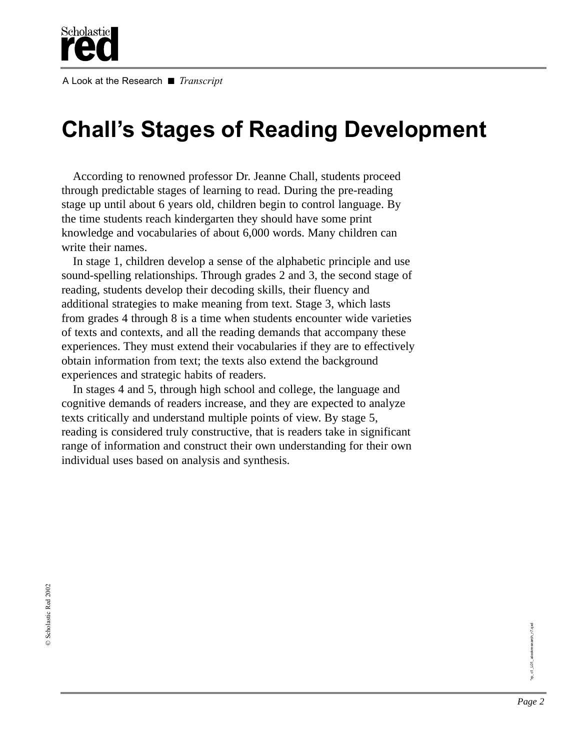# Chall's Stages of Reading Development

According to renowned professor Dr. Jeanne Chall, students proceed through predictable stages of learning to read. During the pre-reading stage up until about 6 years old, children begin to control language. By the time students reach kindergarten they should have some print knowledge and vocabularies of about 6,000 words. Many children can write their names.

In stage 1, children develop a sense of the alphabetic principle and use sound-spelling relationships. Through grades 2 and 3, the second stage of reading, students develop their decoding skills, their fluency and additional strategies to make meaning from text. Stage 3, which lasts from grades 4 through 8 is a time when students encounter wide varieties of texts and contexts, and all the reading demands that accompany these experiences. They must extend their vocabularies if they are to effectively obtain information from text; the texts also extend the background experiences and strategic habits of readers.

In stages 4 and 5, through high school and college, the language and cognitive demands of readers increase, and they are expected to analyze texts critically and understand multiple points of view. By stage 5, reading is considered truly constructive, that is readers take in significant range of information and construct their own understanding for their own individual uses based on analysis and synthesis.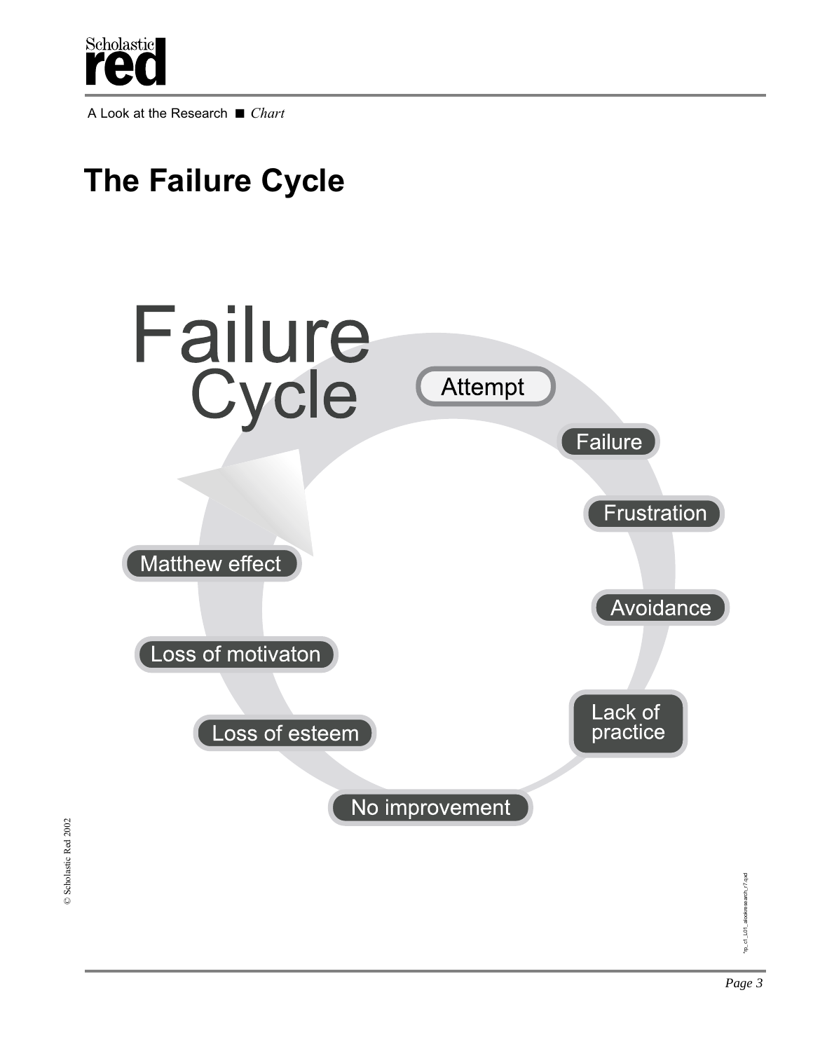A Look at the Research ■ *Chart*

# The Failure Cycle

Failure Cycle

- Attempt
- Failure
- Frustration
- Avoidance
- Lack of practice
- No improvement
- Loss of esteem
- Loss of motivaton
- Matthew effect

© Scholastic Red 2002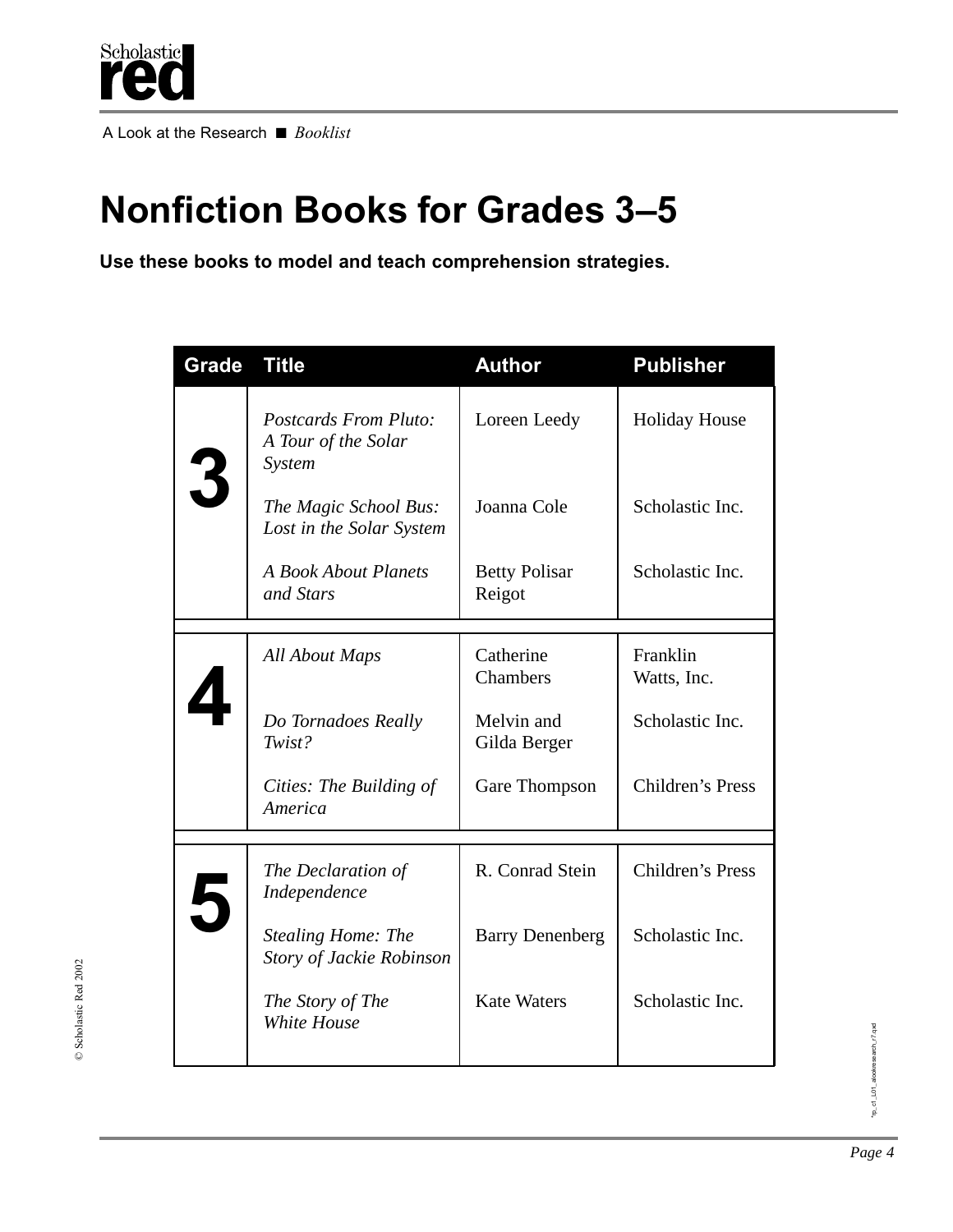A Look at the Research ■ *Booklist*

# Nonfiction Books for Grades 3–5

**Use these books to model and teach comprehension strategies.**

| Grade | Title | Author | Publisher |
|---|---|---|---|
| 3 | *Postcards From Pluto: A Tour of the Solar System* | Loreen Leedy | Holiday House |
| | *The Magic School Bus: Lost in the Solar System* | Joanna Cole | Scholastic Inc. |
| | *A Book About Planets and Stars* | Betty Polisar Reigot | Scholastic Inc. |
| 4 | *All About Maps* | Catherine Chambers | Franklin Watts, Inc. |
| | *Do Tornadoes Really Twist?* | Melvin and Gilda Berger | Scholastic Inc. |
| | *Cities: The Building of America* | Gare Thompson | Children's Press |
| 5 | *The Declaration of Independence* | R. Conrad Stein | Children's Press |
| | *Stealing Home: The Story of Jackie Robinson* | Barry Denenberg | Scholastic Inc. |
| | *The Story of The White House* | Kate Waters | Scholastic Inc. |

© Scholastic Red 2002